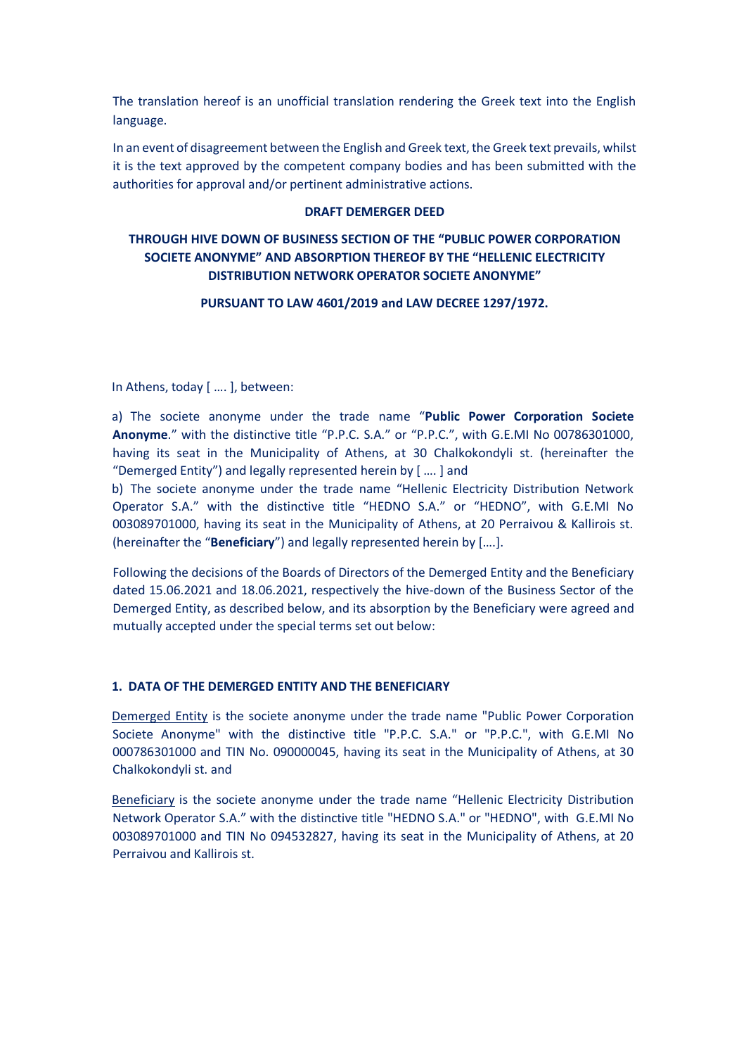The translation hereof is an unofficial translation rendering the Greek text into the English language.

In an event of disagreement between the English and Greek text, the Greek text prevails, whilst it is the text approved by the competent company bodies and has been submitted with the authorities for approval and/or pertinent administrative actions.

**DRAFT DEMERGER DEED**

**THROUGH HIVE DOWN OF BUSINESS SECTION OF THE "PUBLIC POWER CORPORATION SOCIETE ANONYME" AND ABSORPTION THEREOF BY THE "HELLENIC ELECTRICITY DISTRIBUTION NETWORK OPERATOR SOCIETE ANONYME"**

**PURSUANT TO LAW 4601/2019 and LAW DECREE 1297/1972.**

In Athens, today [ …. ], between:

a) The societe anonyme under the trade name "**Public Power Corporation Societe Anonyme**." with the distinctive title "P.P.C. S.A." or "P.P.C.", with G.E.MI No 00786301000, having its seat in the Municipality of Athens, at 30 Chalkokondyli st. (hereinafter the "Demerged Entity") and legally represented herein by [ …. ] and

b) The societe anonyme under the trade name "Hellenic Electricity Distribution Network Operator S.A." with the distinctive title "HEDNO S.A." or "HEDNO", with G.E.MI No 003089701000, having its seat in the Municipality of Athens, at 20 Perraivou & Kallirois st. (hereinafter the "**Beneficiary**") and legally represented herein by [….].

Following the decisions of the Boards of Directors of the Demerged Entity and the Beneficiary dated 15.06.2021 and 18.06.2021, respectively the hive-down of the Business Sector of the Demerged Entity, as described below, and its absorption by the Beneficiary were agreed and mutually accepted under the special terms set out below:

## 1. DATA OF THE DEMERGED ENTITY AND THE BENEFICIARY

Demerged Entity is the societe anonyme under the trade name "Public Power Corporation Societe Anonyme" with the distinctive title "P.P.C. S.A." or "P.P.C.", with G.E.MI No 000786301000 and TIN No. 090000045, having its seat in the Municipality of Athens, at 30 Chalkokondyli st. and

Beneficiary is the societe anonyme under the trade name "Hellenic Electricity Distribution Network Operator S.A." with the distinctive title "HEDNO S.A." or "HEDNO", with G.E.MI No 003089701000 and TIN No 094532827, having its seat in the Municipality of Athens, at 20 Perraivou and Kallirois st.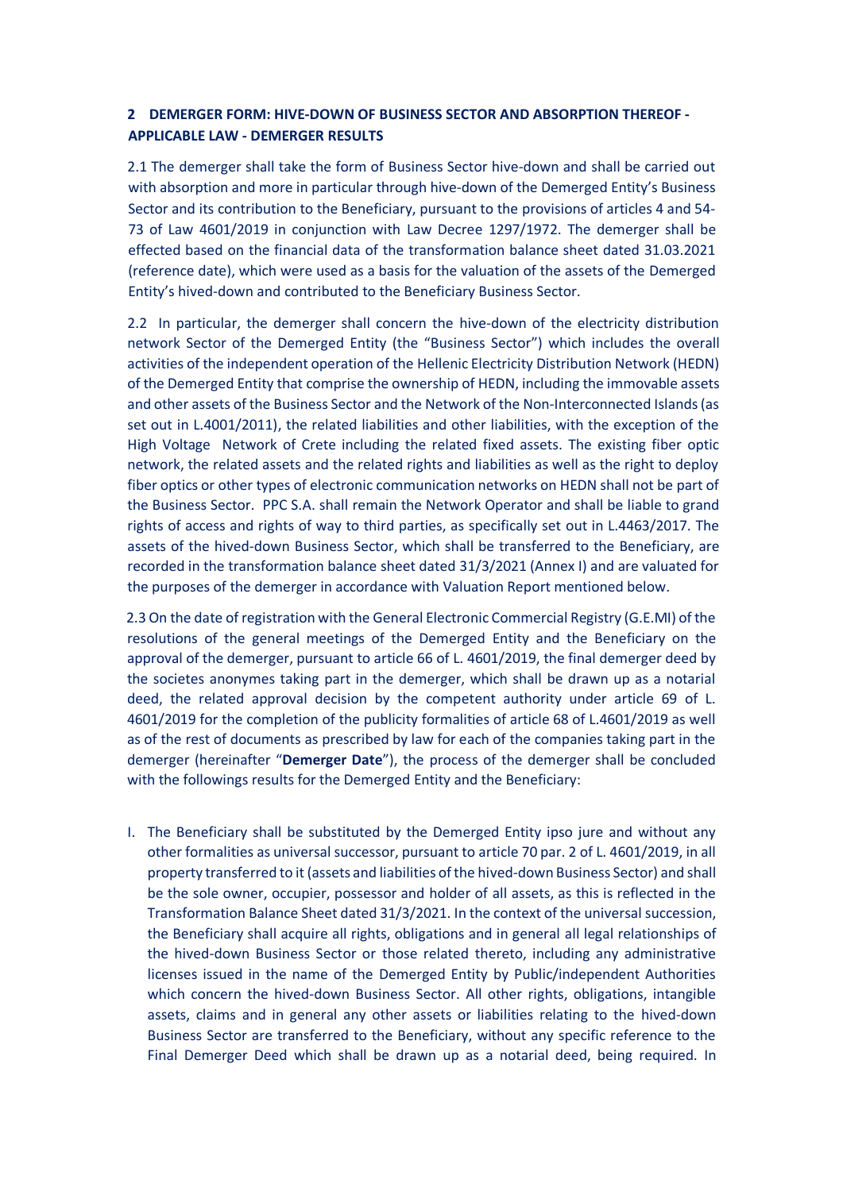## 2 DEMERGER FORM: HIVE-DOWN OF BUSINESS SECTOR AND ABSORPTION THEREOF - APPLICABLE LAW - DEMERGER RESULTS

2.1 The demerger shall take the form of Business Sector hive-down and shall be carried out with absorption and more in particular through hive-down of the Demerged Entity's Business Sector and its contribution to the Beneficiary, pursuant to the provisions of articles 4 and 54-73 of Law 4601/2019 in conjunction with Law Decree 1297/1972. The demerger shall be effected based on the financial data of the transformation balance sheet dated 31.03.2021 (reference date), which were used as a basis for the valuation of the assets of the Demerged Entity's hived-down and contributed to the Beneficiary Business Sector.

2.2 In particular, the demerger shall concern the hive-down of the electricity distribution network Sector of the Demerged Entity (the "Business Sector") which includes the overall activities of the independent operation of the Hellenic Electricity Distribution Network (HEDN) of the Demerged Entity that comprise the ownership of HEDN, including the immovable assets and other assets of the Business Sector and the Network of the Non-Interconnected Islands (as set out in L.4001/2011), the related liabilities and other liabilities, with the exception of the High Voltage Network of Crete including the related fixed assets. The existing fiber optic network, the related assets and the related rights and liabilities as well as the right to deploy fiber optics or other types of electronic communication networks on HEDN shall not be part of the Business Sector. PPC S.A. shall remain the Network Operator and shall be liable to grand rights of access and rights of way to third parties, as specifically set out in L.4463/2017. The assets of the hived-down Business Sector, which shall be transferred to the Beneficiary, are recorded in the transformation balance sheet dated 31/3/2021 (Annex I) and are valuated for the purposes of the demerger in accordance with Valuation Report mentioned below.

2.3 On the date of registration with the General Electronic Commercial Registry (G.E.MI) of the resolutions of the general meetings of the Demerged Entity and the Beneficiary on the approval of the demerger, pursuant to article 66 of L. 4601/2019, the final demerger deed by the societes anonymes taking part in the demerger, which shall be drawn up as a notarial deed, the related approval decision by the competent authority under article 69 of L. 4601/2019 for the completion of the publicity formalities of article 68 of L.4601/2019 as well as of the rest of documents as prescribed by law for each of the companies taking part in the demerger (hereinafter "**Demerger Date**"), the process of the demerger shall be concluded with the followings results for the Demerged Entity and the Beneficiary:

I. The Beneficiary shall be substituted by the Demerged Entity ipso jure and without any other formalities as universal successor, pursuant to article 70 par. 2 of L. 4601/2019, in all property transferred to it (assets and liabilities of the hived-down Business Sector) and shall be the sole owner, occupier, possessor and holder of all assets, as this is reflected in the Transformation Balance Sheet dated 31/3/2021. In the context of the universal succession, the Beneficiary shall acquire all rights, obligations and in general all legal relationships of the hived-down Business Sector or those related thereto, including any administrative licenses issued in the name of the Demerged Entity by Public/independent Authorities which concern the hived-down Business Sector. All other rights, obligations, intangible assets, claims and in general any other assets or liabilities relating to the hived-down Business Sector are transferred to the Beneficiary, without any specific reference to the Final Demerger Deed which shall be drawn up as a notarial deed, being required. In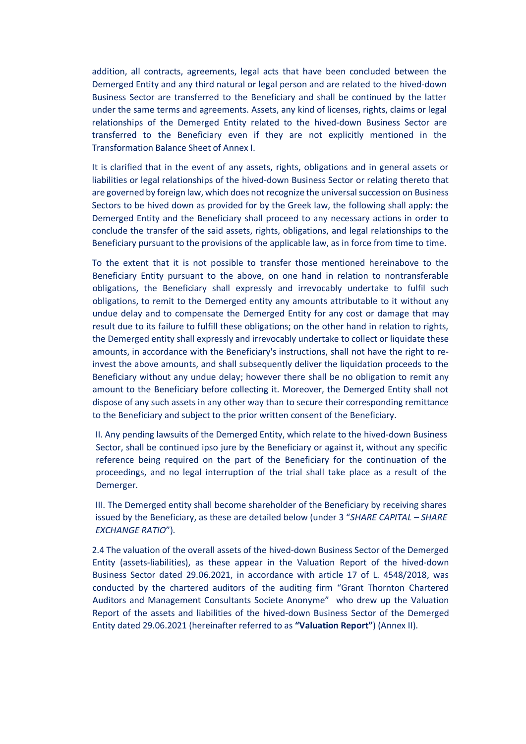addition, all contracts, agreements, legal acts that have been concluded between the Demerged Entity and any third natural or legal person and are related to the hived-down Business Sector are transferred to the Beneficiary and shall be continued by the latter under the same terms and agreements. Assets, any kind of licenses, rights, claims or legal relationships of the Demerged Entity related to the hived-down Business Sector are transferred to the Beneficiary even if they are not explicitly mentioned in the Transformation Balance Sheet of Annex I.

It is clarified that in the event of any assets, rights, obligations and in general assets or liabilities or legal relationships of the hived-down Business Sector or relating thereto that are governed by foreign law, which does not recognize the universal succession on Business Sectors to be hived down as provided for by the Greek law, the following shall apply: the Demerged Entity and the Beneficiary shall proceed to any necessary actions in order to conclude the transfer of the said assets, rights, obligations, and legal relationships to the Beneficiary pursuant to the provisions of the applicable law, as in force from time to time.

To the extent that it is not possible to transfer those mentioned hereinabove to the Beneficiary Entity pursuant to the above, on one hand in relation to nontransferable obligations, the Beneficiary shall expressly and irrevocably undertake to fulfil such obligations, to remit to the Demerged entity any amounts attributable to it without any undue delay and to compensate the Demerged Entity for any cost or damage that may result due to its failure to fulfill these obligations; on the other hand in relation to rights, the Demerged entity shall expressly and irrevocably undertake to collect or liquidate these amounts, in accordance with the Beneficiary's instructions, shall not have the right to re-invest the above amounts, and shall subsequently deliver the liquidation proceeds to the Beneficiary without any undue delay; however there shall be no obligation to remit any amount to the Beneficiary before collecting it. Moreover, the Demerged Entity shall not dispose of any such assets in any other way than to secure their corresponding remittance to the Beneficiary and subject to the prior written consent of the Beneficiary.

II. Any pending lawsuits of the Demerged Entity, which relate to the hived-down Business Sector, shall be continued ipso jure by the Beneficiary or against it, without any specific reference being required on the part of the Beneficiary for the continuation of the proceedings, and no legal interruption of the trial shall take place as a result of the Demerger.

III. The Demerged entity shall become shareholder of the Beneficiary by receiving shares issued by the Beneficiary, as these are detailed below (under 3 "*SHARE CAPITAL – SHARE EXCHANGE RATIO*").

2.4 The valuation of the overall assets of the hived-down Business Sector of the Demerged Entity (assets-liabilities), as these appear in the Valuation Report of the hived-down Business Sector dated 29.06.2021, in accordance with article 17 of L. 4548/2018, was conducted by the chartered auditors of the auditing firm "Grant Thornton Chartered Auditors and Management Consultants Societe Anonyme" who drew up the Valuation Report of the assets and liabilities of the hived-down Business Sector of the Demerged Entity dated 29.06.2021 (hereinafter referred to as **"Valuation Report"**) (Annex II).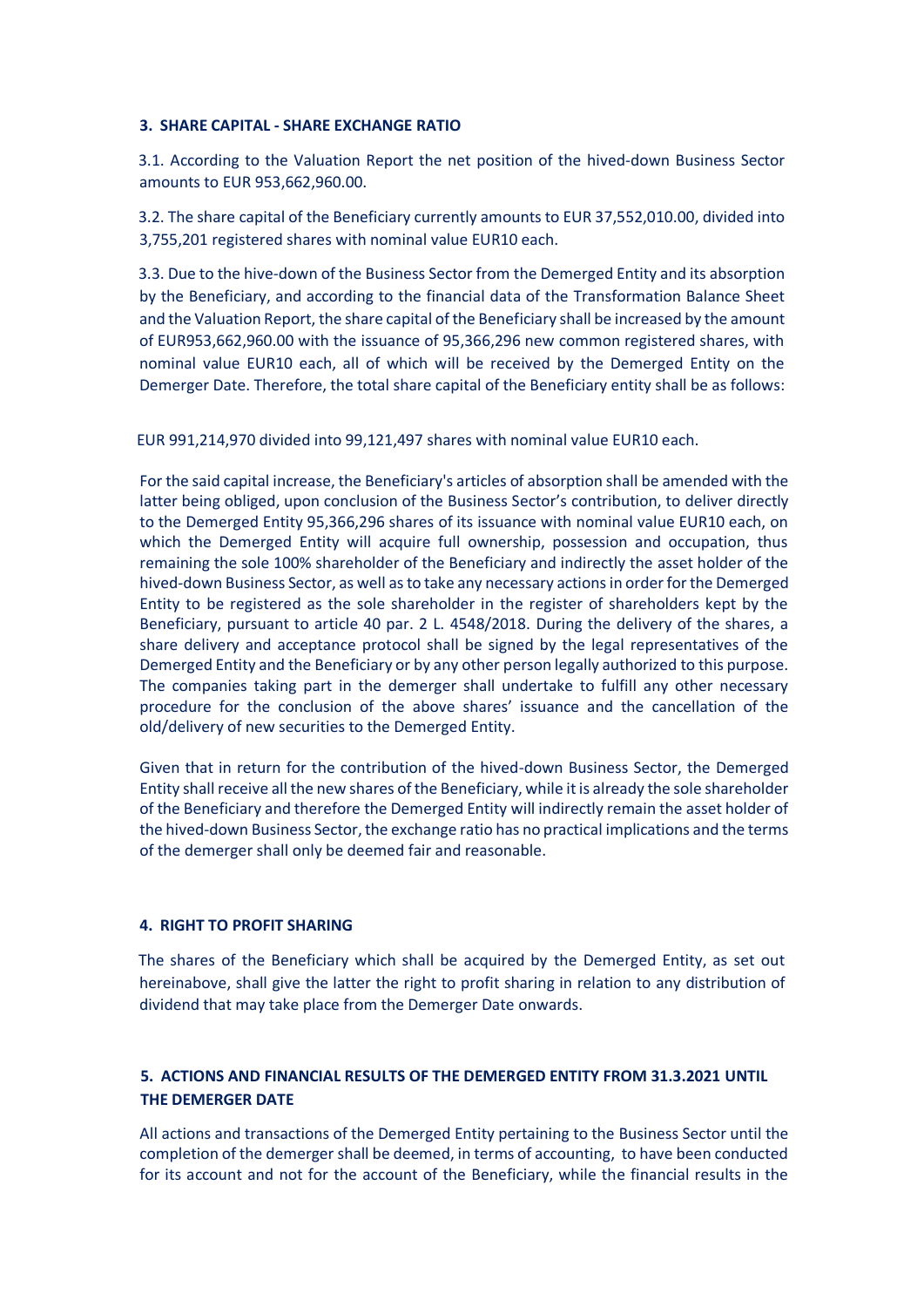### 3. SHARE CAPITAL - SHARE EXCHANGE RATIO

3.1. According to the Valuation Report the net position of the hived-down Business Sector amounts to EUR 953,662,960.00.

3.2. The share capital of the Beneficiary currently amounts to EUR 37,552,010.00, divided into 3,755,201 registered shares with nominal value EUR10 each.

3.3. Due to the hive-down of the Business Sector from the Demerged Entity and its absorption by the Beneficiary, and according to the financial data of the Transformation Balance Sheet and the Valuation Report, the share capital of the Beneficiary shall be increased by the amount of EUR953,662,960.00 with the issuance of 95,366,296 new common registered shares, with nominal value EUR10 each, all of which will be received by the Demerged Entity on the Demerger Date. Therefore, the total share capital of the Beneficiary entity shall be as follows:

EUR 991,214,970 divided into 99,121,497 shares with nominal value EUR10 each.

For the said capital increase, the Beneficiary's articles of absorption shall be amended with the latter being obliged, upon conclusion of the Business Sector's contribution, to deliver directly to the Demerged Entity 95,366,296 shares of its issuance with nominal value EUR10 each, on which the Demerged Entity will acquire full ownership, possession and occupation, thus remaining the sole 100% shareholder of the Beneficiary and indirectly the asset holder of the hived-down Business Sector, as well as to take any necessary actions in order for the Demerged Entity to be registered as the sole shareholder in the register of shareholders kept by the Beneficiary, pursuant to article 40 par. 2 L. 4548/2018. During the delivery of the shares, a share delivery and acceptance protocol shall be signed by the legal representatives of the Demerged Entity and the Beneficiary or by any other person legally authorized to this purpose. The companies taking part in the demerger shall undertake to fulfill any other necessary procedure for the conclusion of the above shares' issuance and the cancellation of the old/delivery of new securities to the Demerged Entity.

Given that in return for the contribution of the hived-down Business Sector, the Demerged Entity shall receive all the new shares of the Beneficiary, while it is already the sole shareholder of the Beneficiary and therefore the Demerged Entity will indirectly remain the asset holder of the hived-down Business Sector, the exchange ratio has no practical implications and the terms of the demerger shall only be deemed fair and reasonable.

### 4. RIGHT TO PROFIT SHARING

The shares of the Beneficiary which shall be acquired by the Demerged Entity, as set out hereinabove, shall give the latter the right to profit sharing in relation to any distribution of dividend that may take place from the Demerger Date onwards.

### 5. ACTIONS AND FINANCIAL RESULTS OF THE DEMERGED ENTITY FROM 31.3.2021 UNTIL THE DEMERGER DATE

All actions and transactions of the Demerged Entity pertaining to the Business Sector until the completion of the demerger shall be deemed, in terms of accounting, to have been conducted for its account and not for the account of the Beneficiary, while the financial results in the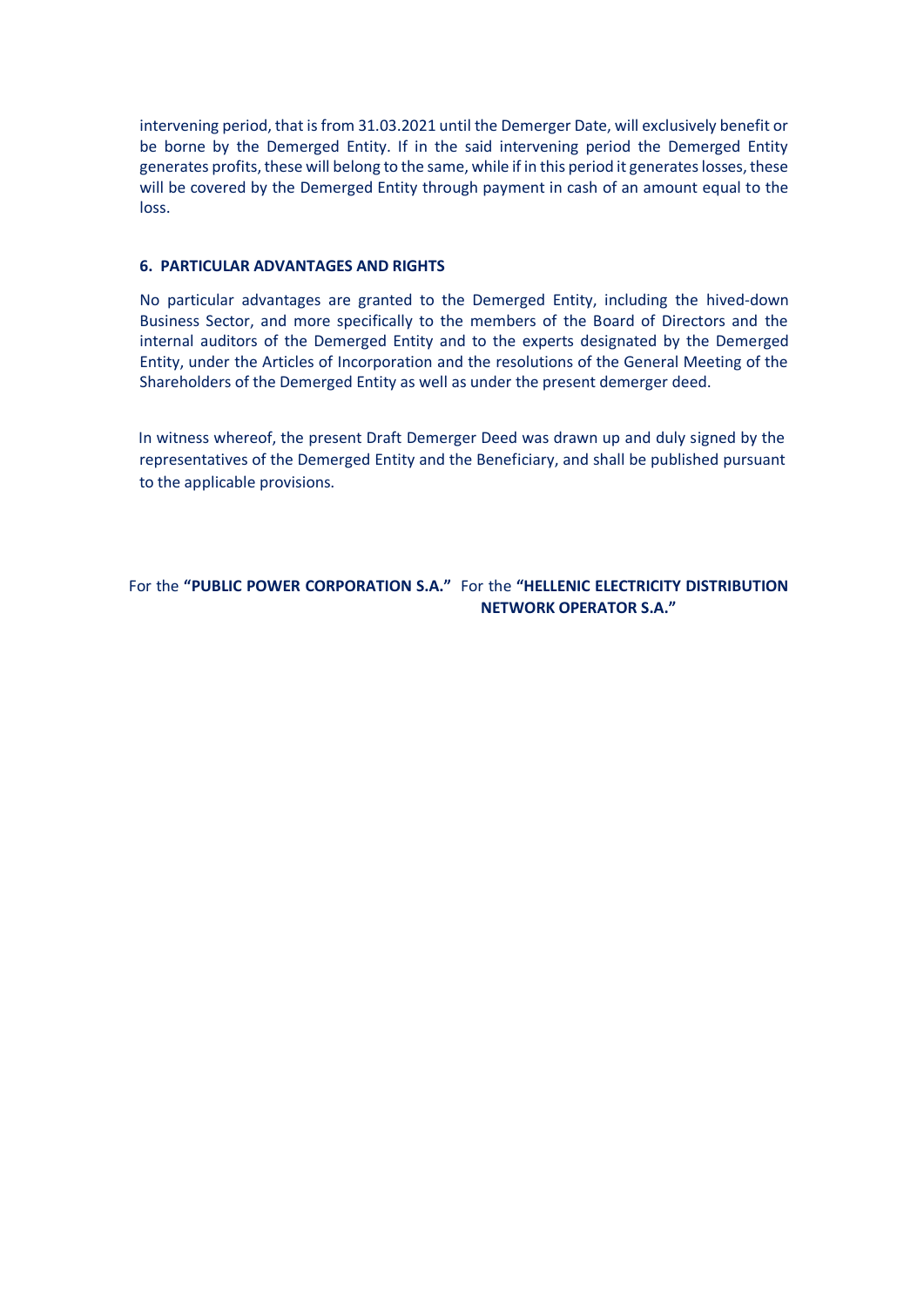intervening period, that is from 31.03.2021 until the Demerger Date, will exclusively benefit or be borne by the Demerged Entity. If in the said intervening period the Demerged Entity generates profits, these will belong to the same, while if in this period it generates losses, these will be covered by the Demerged Entity through payment in cash of an amount equal to the loss.

## 6. PARTICULAR ADVANTAGES AND RIGHTS

No particular advantages are granted to the Demerged Entity, including the hived-down Business Sector, and more specifically to the members of the Board of Directors and the internal auditors of the Demerged Entity and to the experts designated by the Demerged Entity, under the Articles of Incorporation and the resolutions of the General Meeting of the Shareholders of the Demerged Entity as well as under the present demerger deed.

In witness whereof, the present Draft Demerger Deed was drawn up and duly signed by the representatives of the Demerged Entity and the Beneficiary, and shall be published pursuant to the applicable provisions.

For the **"PUBLIC POWER CORPORATION S.A."** For the **"HELLENIC ELECTRICITY DISTRIBUTION NETWORK OPERATOR S.A."**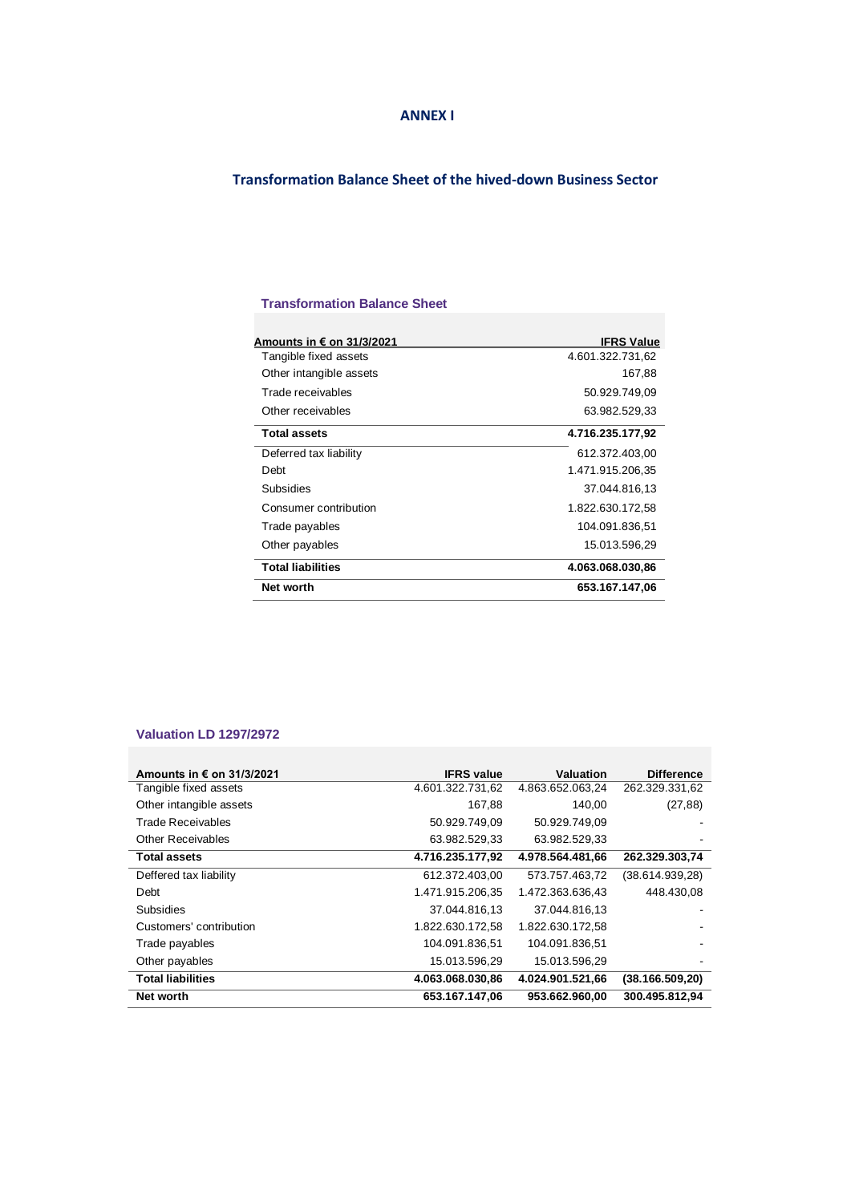# ANNEX I

## Transformation Balance Sheet of the hived-down Business Sector

### Transformation Balance Sheet

| Amounts in € on 31/3/2021 | IFRS Value |
|---|---|
| Tangible fixed assets | 4.601.322.731,62 |
| Other intangible assets | 167,88 |
| Trade receivables | 50.929.749,09 |
| Other receivables | 63.982.529,33 |
| **Total assets** | **4.716.235.177,92** |
| Deferred tax liability | 612.372.403,00 |
| Debt | 1.471.915.206,35 |
| Subsidies | 37.044.816,13 |
| Consumer contribution | 1.822.630.172,58 |
| Trade payables | 104.091.836,51 |
| Other payables | 15.013.596,29 |
| **Total liabilities** | **4.063.068.030,86** |
| **Net worth** | **653.167.147,06** |

### Valuation LD 1297/2972

| Amounts in € on 31/3/2021 | IFRS value | Valuation | Difference |
|---|---|---|---|
| Tangible fixed assets | 4.601.322.731,62 | 4.863.652.063,24 | 262.329.331,62 |
| Other intangible assets | 167,88 | 140,00 | (27,88) |
| Trade Receivables | 50.929.749,09 | 50.929.749,09 | - |
| Other Receivables | 63.982.529,33 | 63.982.529,33 | - |
| **Total assets** | **4.716.235.177,92** | **4.978.564.481,66** | **262.329.303,74** |
| Deffered tax liability | 612.372.403,00 | 573.757.463,72 | (38.614.939,28) |
| Debt | 1.471.915.206,35 | 1.472.363.636,43 | 448.430,08 |
| Subsidies | 37.044.816,13 | 37.044.816,13 | - |
| Customers' contribution | 1.822.630.172,58 | 1.822.630.172,58 | - |
| Trade payables | 104.091.836,51 | 104.091.836,51 | - |
| Other payables | 15.013.596,29 | 15.013.596,29 | - |
| **Total liabilities** | **4.063.068.030,86** | **4.024.901.521,66** | **(38.166.509,20)** |
| **Net worth** | **653.167.147,06** | **953.662.960,00** | **300.495.812,94** |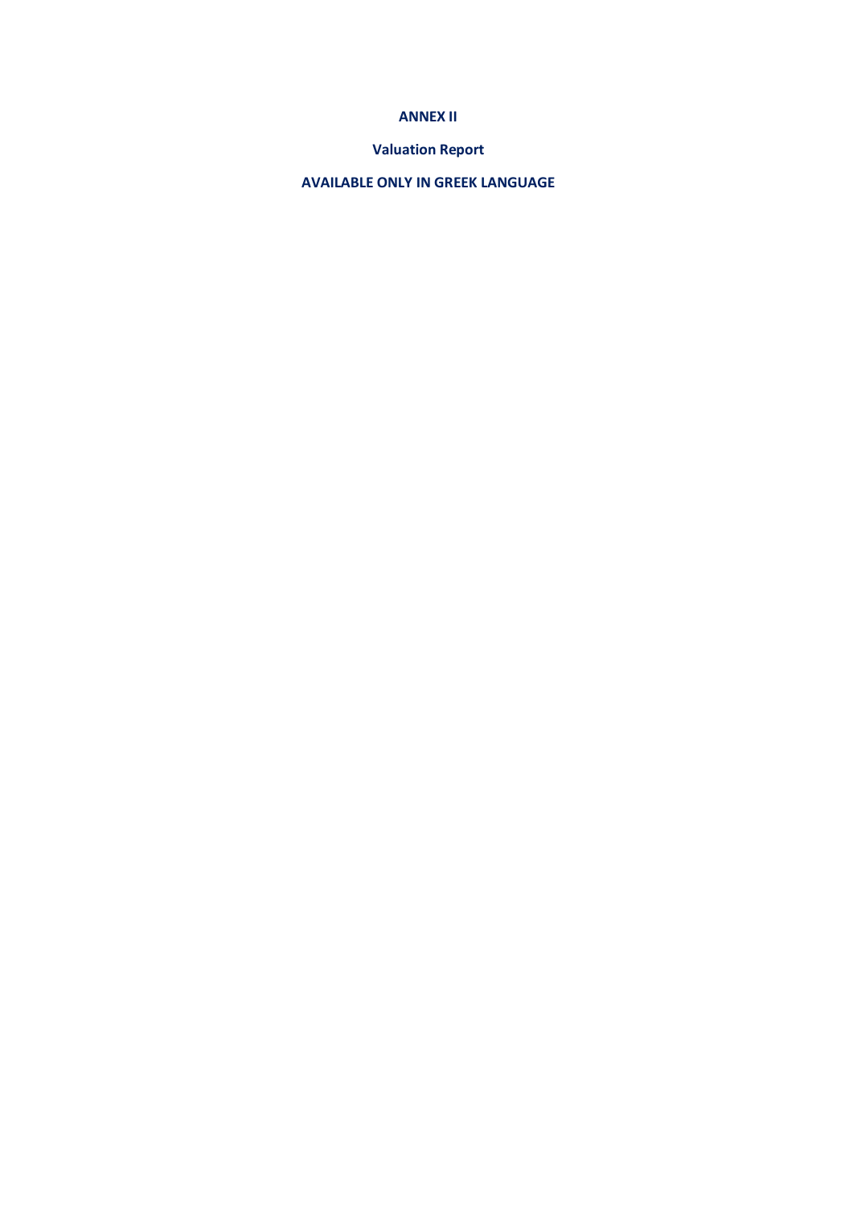**ANNEX II**

**Valuation Report**

**AVAILABLE ONLY IN GREEK LANGUAGE**